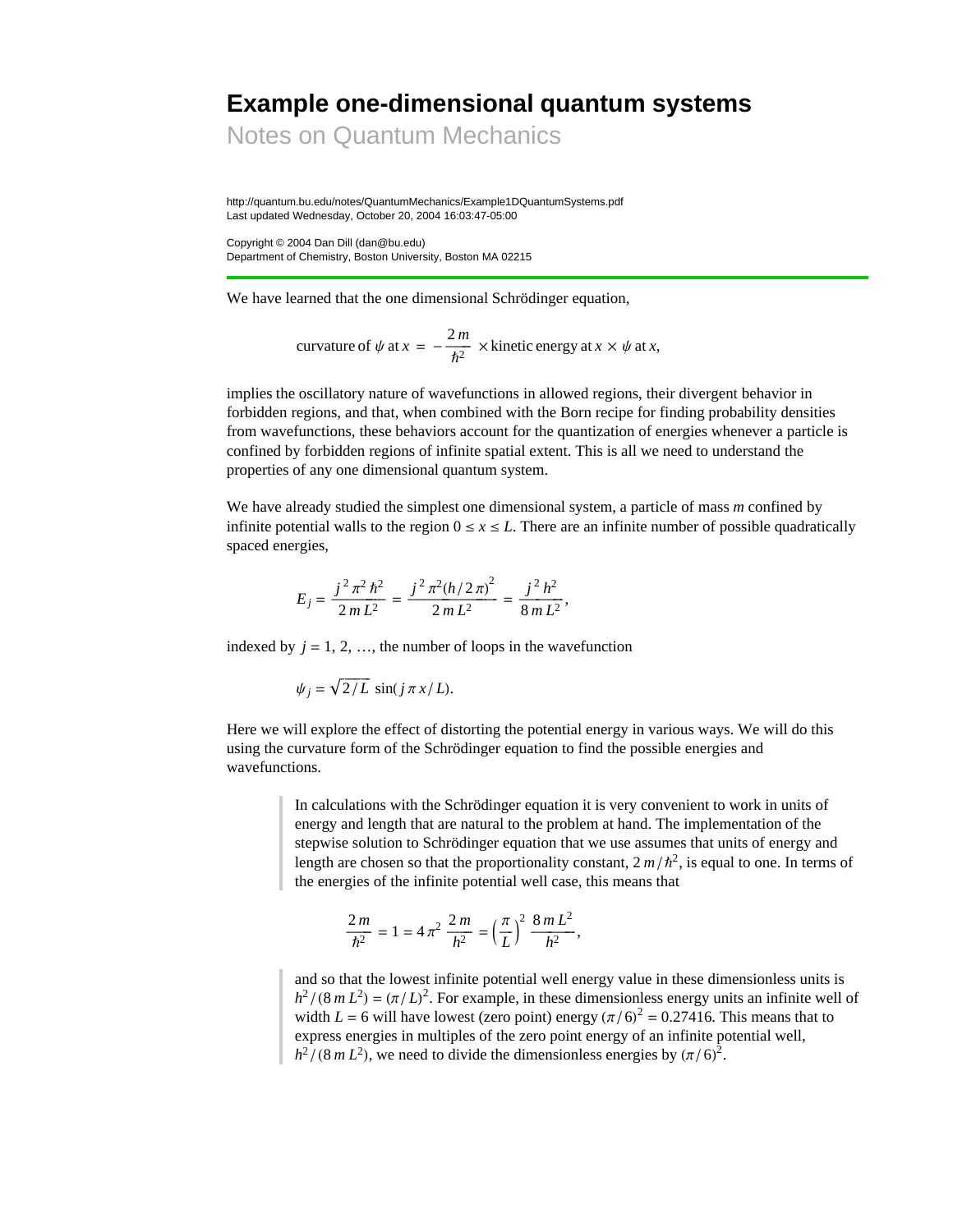# Example one-dimensional quantum systems

Notes on Quantum Mechanics

http://quantum.bu.edu/notes/QuantumMechanics/Example1DQuantumSystems.pdf
Last updated Wednesday, October 20, 2004 16:03:47-05:00

Copyright © 2004 Dan Dill (dan@bu.edu)
Department of Chemistry, Boston University, Boston MA 02215

---

We have learned that the one dimensional Schrödinger equation,

$$\text{curvature of } \psi \text{ at } x = -\frac{2\,m}{\hbar^2} \times \text{kinetic energy at } x \times \psi \text{ at } x,$$

implies the oscillatory nature of wavefunctions in allowed regions, their divergent behavior in forbidden regions, and that, when combined with the Born recipe for finding probability densities from wavefunctions, these behaviors account for the quantization of energies whenever a particle is confined by forbidden regions of infinite spatial extent. This is all we need to understand the properties of any one dimensional quantum system.

We have already studied the simplest one dimensional system, a particle of mass $m$ confined by infinite potential walls to the region $0 \leq x \leq L$. There are an infinite number of possible quadratically spaced energies,

$$E_j = \frac{j^2\,\pi^2\,\hbar^2}{2\,m\,L^2} = \frac{j^2\,\pi^2 (h/2\,\pi)^2}{2\,m\,L^2} = \frac{j^2\,h^2}{8\,m\,L^2},$$

indexed by $j = 1, 2, \ldots$, the number of loops in the wavefunction

$$\psi_j = \sqrt{2/L}\,\sin(j\,\pi\,x/L).$$

Here we will explore the effect of distorting the potential energy in various ways. We will do this using the curvature form of the Schrödinger equation to find the possible energies and wavefunctions.

> In calculations with the Schrödinger equation it is very convenient to work in units of energy and length that are natural to the problem at hand. The implementation of the stepwise solution to Schrödinger equation that we use assumes that units of energy and length are chosen so that the proportionality constant, $2\,m/\hbar^2$, is equal to one. In terms of the energies of the infinite potential well case, this means that
>
> $$\frac{2\,m}{\hbar^2} = 1 = 4\,\pi^2\,\frac{2\,m}{h^2} = \left(\frac{\pi}{L}\right)^2 \frac{8\,m\,L^2}{h^2},$$
>
> and so that the lowest infinite potential well energy value in these dimensionless units is $h^2/(8\,m\,L^2) = (\pi/L)^2$. For example, in these dimensionless energy units an infinite well of width $L = 6$ will have lowest (zero point) energy $(\pi/6)^2 = 0.27416$. This means that to express energies in multiples of the zero point energy of an infinite potential well, $h^2/(8\,m\,L^2)$, we need to divide the dimensionless energies by $(\pi/6)^2$.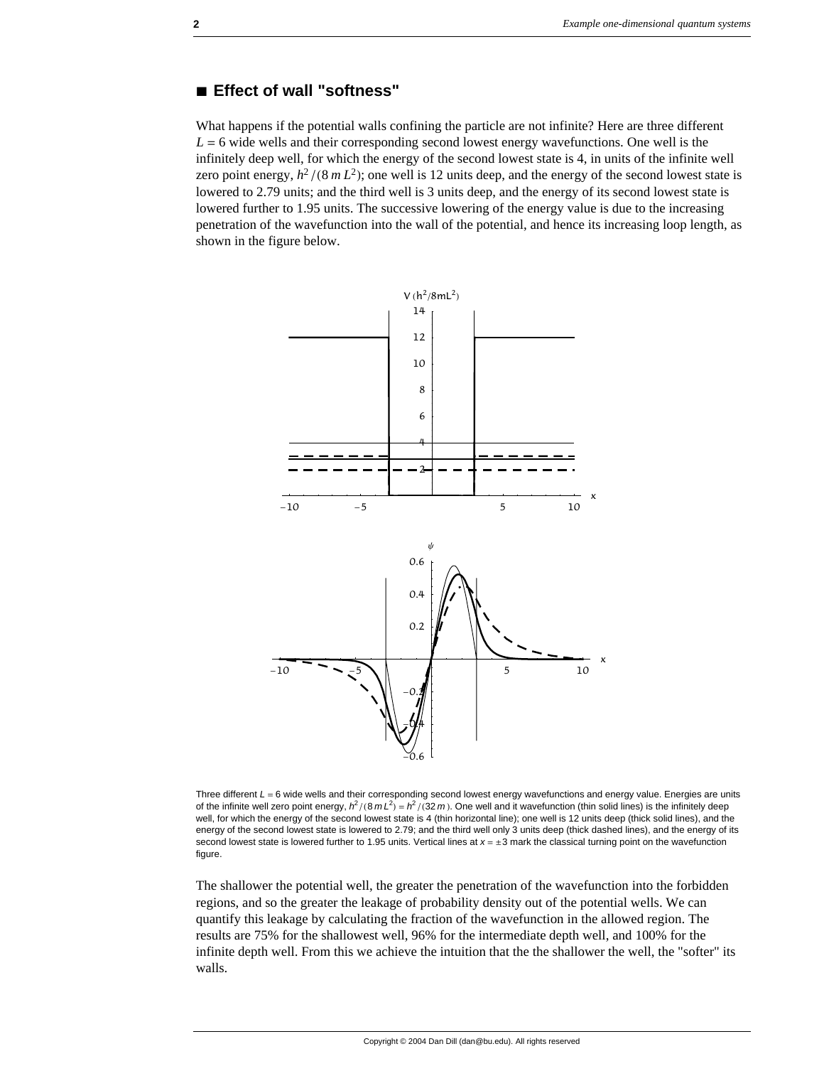## ■ Effect of wall "softness"

What happens if the potential walls confining the particle are not infinite? Here are three different $L = 6$ wide wells and their corresponding second lowest energy wavefunctions. One well is the infinitely deep well, for which the energy of the second lowest state is 4, in units of the infinite well zero point energy, $h^2/(8\,m\,L^2)$; one well is 12 units deep, and the energy of the second lowest state is lowered to 2.79 units; and the third well is 3 units deep, and the energy of its second lowest state is lowered further to 1.95 units. The successive lowering of the energy value is due to the increasing penetration of the wavefunction into the wall of the potential, and hence its increasing loop length, as shown in the figure below.

Three different $L = 6$ wide wells and their corresponding second lowest energy wavefunctions and energy value. Energies are units of the infinite well zero point energy, $h^2/(8\,m\,L^2) = h^2/(32\,m)$. One well and it wavefunction (thin solid lines) is the infinitely deep well, for which the energy of the second lowest state is 4 (thin horizontal line); one well is 12 units deep (thick solid lines), and the energy of the second lowest state is lowered to 2.79; and the third well only 3 units deep (thick dashed lines), and the energy of its second lowest state is lowered further to 1.95 units. Vertical lines at $x = \pm 3$ mark the classical turning point on the wavefunction figure.

The shallower the potential well, the greater the penetration of the wavefunction into the forbidden regions, and so the greater the leakage of probability density out of the potential wells. We can quantify this leakage by calculating the fraction of the wavefunction in the allowed region. The results are 75% for the shallowest well, 96% for the intermediate depth well, and 100% for the infinite depth well. From this we achieve the intuition that the the shallower the well, the "softer" its walls.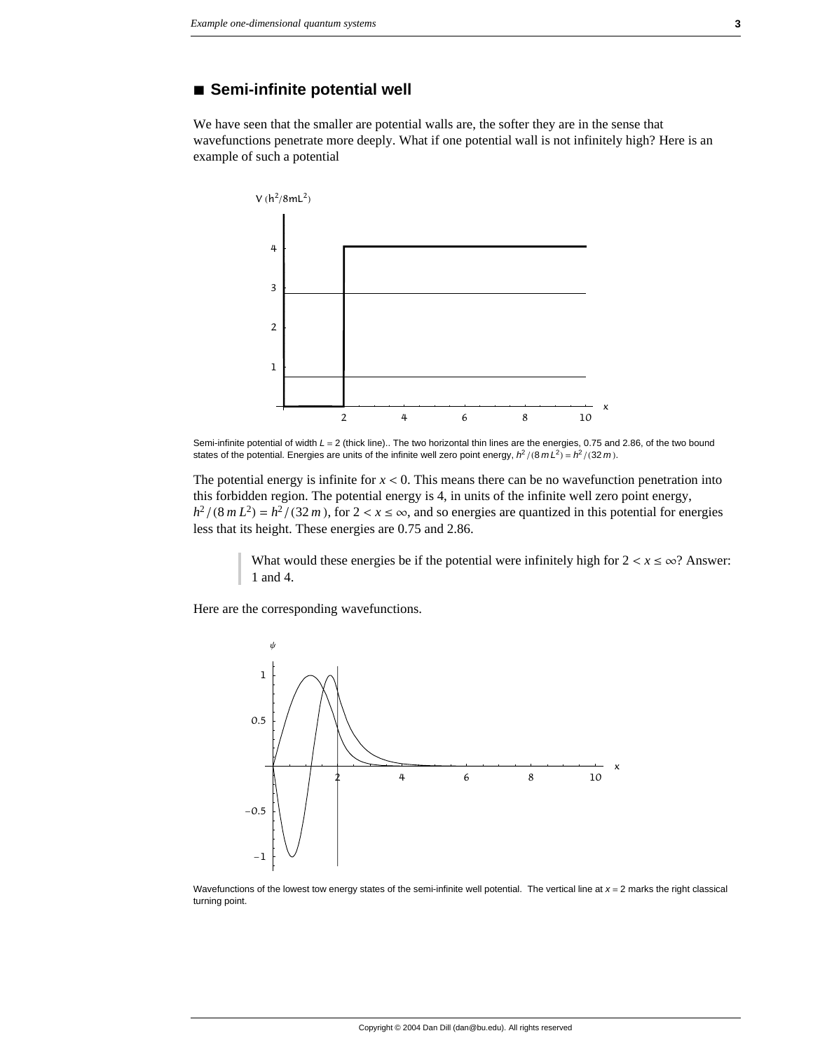## ■ Semi-infinite potential well

We have seen that the smaller are potential walls are, the softer they are in the sense that wavefunctions penetrate more deeply. What if one potential wall is not infinitely high? Here is an example of such a potential

Semi-infinite potential of width $L = 2$ (thick line).. The two horizontal thin lines are the energies, 0.75 and 2.86, of the two bound states of the potential. Energies are units of the infinite well zero point energy, $h^2/(8\,m\,L^2) = h^2/(32\,m)$.

The potential energy is infinite for $x < 0$. This means there can be no wavefunction penetration into this forbidden region. The potential energy is 4, in units of the infinite well zero point energy, $h^2/(8\,m\,L^2) = h^2/(32\,m)$, for $2 < x \leq \infty$, and so energies are quantized in this potential for energies less that its height. These energies are 0.75 and 2.86.

> What would these energies be if the potential were infinitely high for $2 < x \leq \infty$? Answer: 1 and 4.

Here are the corresponding wavefunctions.

Wavefunctions of the lowest tow energy states of the semi-infinite well potential. The vertical line at $x = 2$ marks the right classical turning point.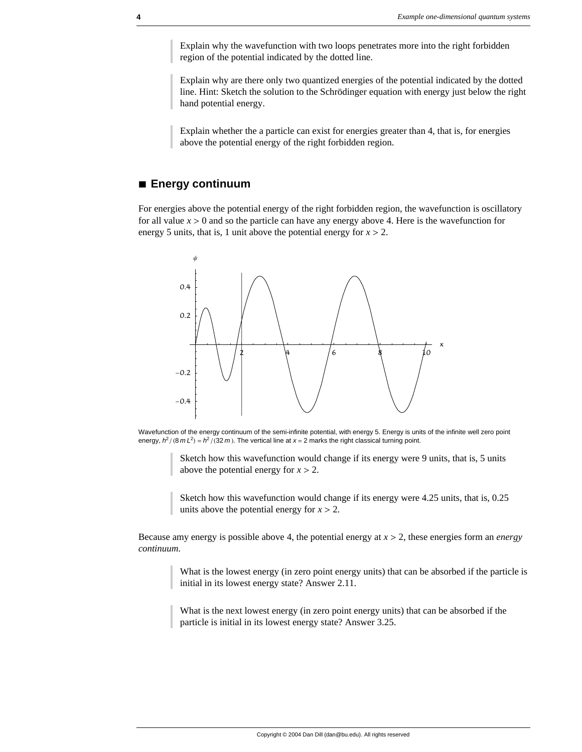> Explain why the wavefunction with two loops penetrates more into the right forbidden region of the potential indicated by the dotted line.

> Explain why are there only two quantized energies of the potential indicated by the dotted line. Hint: Sketch the solution to the Schrödinger equation with energy just below the right hand potential energy.

> Explain whether the a particle can exist for energies greater than 4, that is, for energies above the potential energy of the right forbidden region.

## ■ Energy continuum

For energies above the potential energy of the right forbidden region, the wavefunction is oscillatory for all value $x > 0$ and so the particle can have any energy above 4. Here is the wavefunction for energy 5 units, that is, 1 unit above the potential energy for $x > 2$.

Wavefunction of the energy continuum of the semi-infinite potential, with energy 5. Energy is units of the infinite well zero point energy, $h^2/(8\,m\,L^2) = h^2/(32\,m)$. The vertical line at $x = 2$ marks the right classical turning point.

> Sketch how this wavefunction would change if its energy were 9 units, that is, 5 units above the potential energy for $x > 2$.

> Sketch how this wavefunction would change if its energy were 4.25 units, that is, 0.25 units above the potential energy for $x > 2$.

Because amy energy is possible above 4, the potential energy at $x > 2$, these energies form an *energy continuum*.

> What is the lowest energy (in zero point energy units) that can be absorbed if the particle is initial in its lowest energy state? Answer 2.11.

> What is the next lowest energy (in zero point energy units) that can be absorbed if the particle is initial in its lowest energy state? Answer 3.25.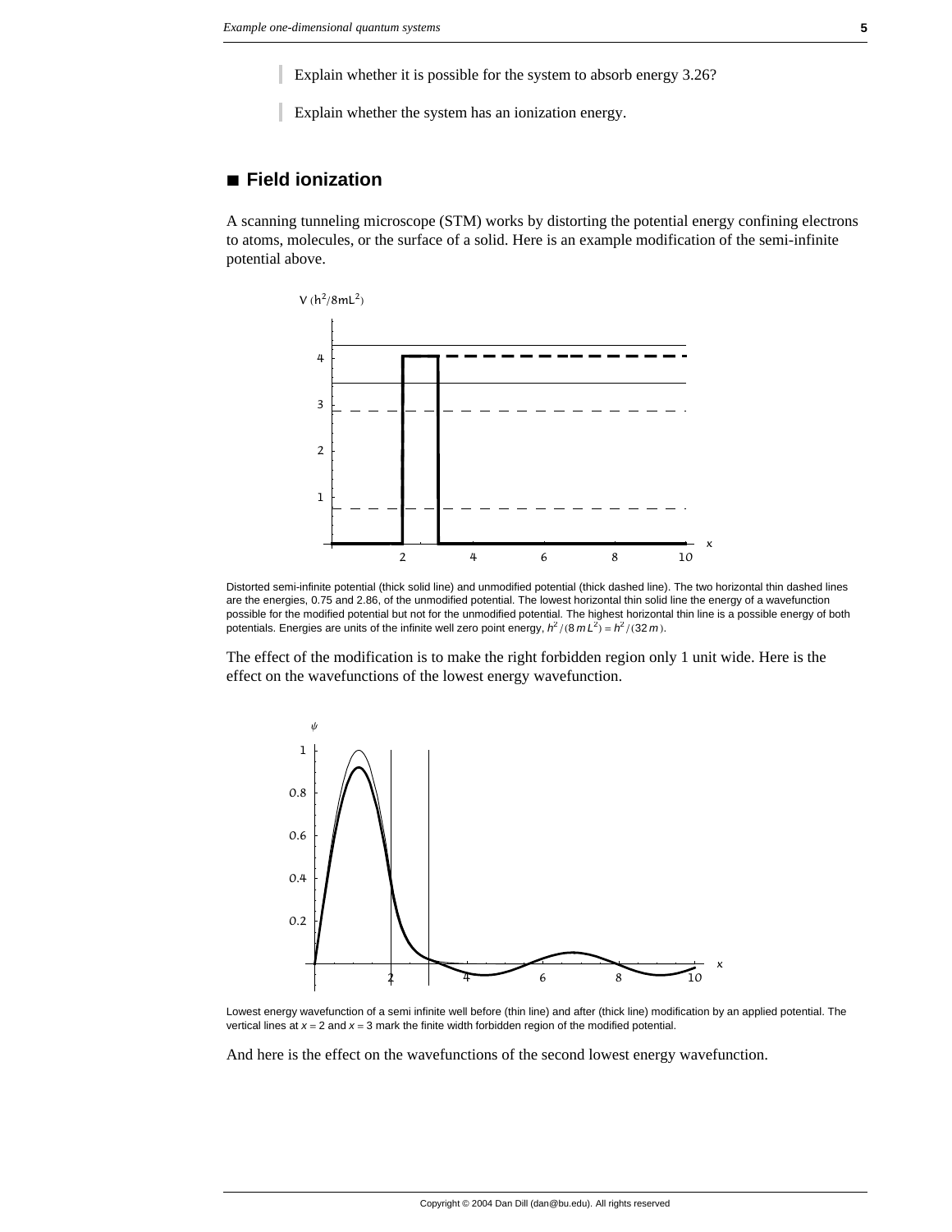> Explain whether it is possible for the system to absorb energy 3.26?

> Explain whether the system has an ionization energy.

## ■ Field ionization

A scanning tunneling microscope (STM) works by distorting the potential energy confining electrons to atoms, molecules, or the surface of a solid. Here is an example modification of the semi-infinite potential above.

Distorted semi-infinite potential (thick solid line) and unmodified potential (thick dashed line). The two horizontal thin dashed lines are the energies, 0.75 and 2.86, of the unmodified potential. The lowest horizontal thin solid line the energy of a wavefunction possible for the modified potential but not for the unmodified potential. The highest horizontal thin line is a possible energy of both potentials. Energies are units of the infinite well zero point energy, $h^2/(8\,m\,L^2) = h^2/(32\,m)$.

The effect of the modification is to make the right forbidden region only 1 unit wide. Here is the effect on the wavefunctions of the lowest energy wavefunction.

Lowest energy wavefunction of a semi infinite well before (thin line) and after (thick line) modification by an applied potential. The vertical lines at $x = 2$ and $x = 3$ mark the finite width forbidden region of the modified potential.

And here is the effect on the wavefunctions of the second lowest energy wavefunction.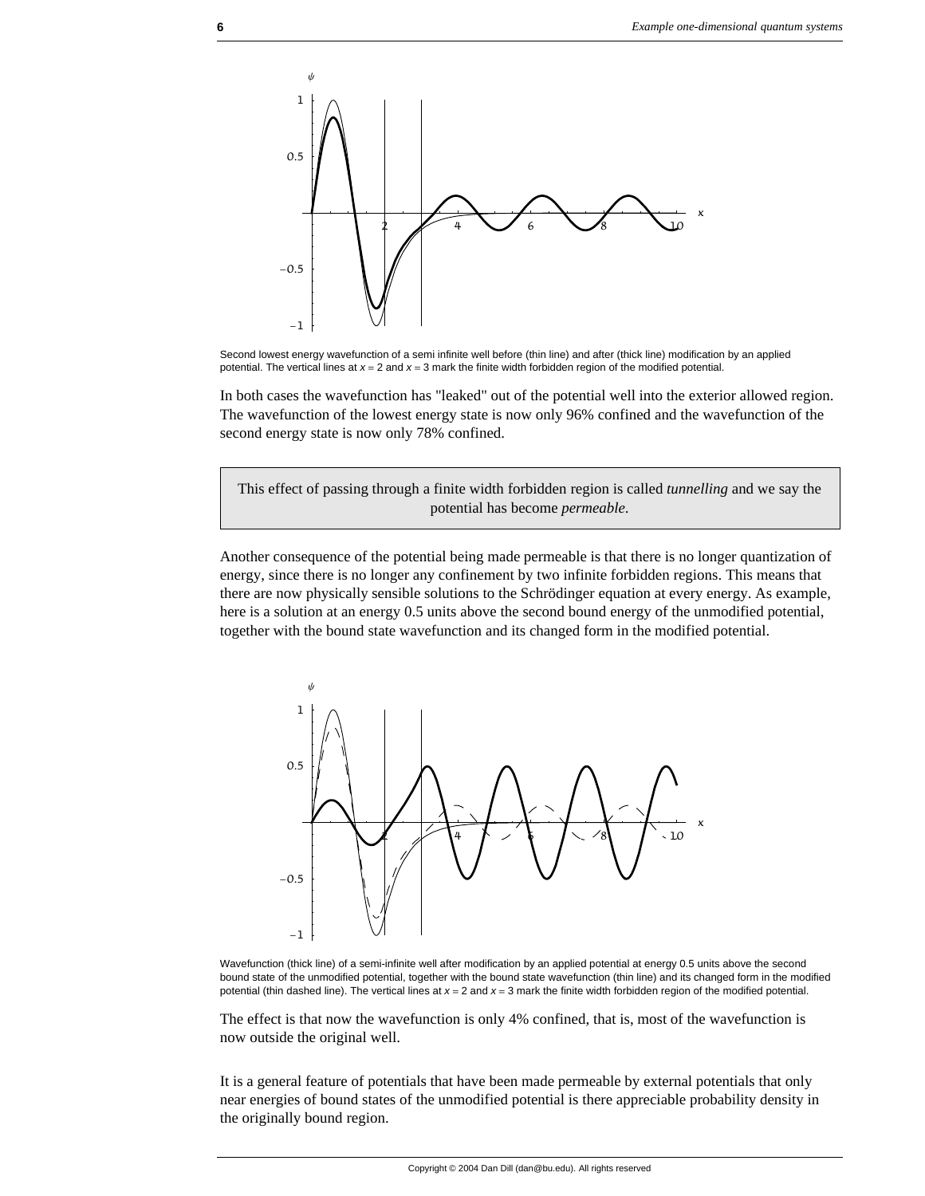ψ

1

0.5

−0.5

−1

2 4 6 8 10 x

Second lowest energy wavefunction of a semi infinite well before (thin line) and after (thick line) modification by an applied potential. The vertical lines at $x = 2$ and $x = 3$ mark the finite width forbidden region of the modified potential.

In both cases the wavefunction has "leaked" out of the potential well into the exterior allowed region. The wavefunction of the lowest energy state is now only 96% confined and the wavefunction of the second energy state is now only 78% confined.

> This effect of passing through a finite width forbidden region is called *tunnelling* and we say the potential has become *permeable*.

Another consequence of the potential being made permeable is that there is no longer quantization of energy, since there is no longer any confinement by two infinite forbidden regions. This means that there are now physically sensible solutions to the Schrödinger equation at every energy. As example, here is a solution at an energy 0.5 units above the second bound energy of the unmodified potential, together with the bound state wavefunction and its changed form in the modified potential.

ψ

1

0.5

−0.5

−1

2 4 6 8 10 x

Wavefunction (thick line) of a semi-infinite well after modification by an applied potential at energy 0.5 units above the second bound state of the unmodified potential, together with the bound state wavefunction (thin line) and its changed form in the modified potential (thin dashed line). The vertical lines at $x = 2$ and $x = 3$ mark the finite width forbidden region of the modified potential.

The effect is that now the wavefunction is only 4% confined, that is, most of the wavefunction is now outside the original well.

It is a general feature of potentials that have been made permeable by external potentials that only near energies of bound states of the unmodified potential is there appreciable probability density in the originally bound region.